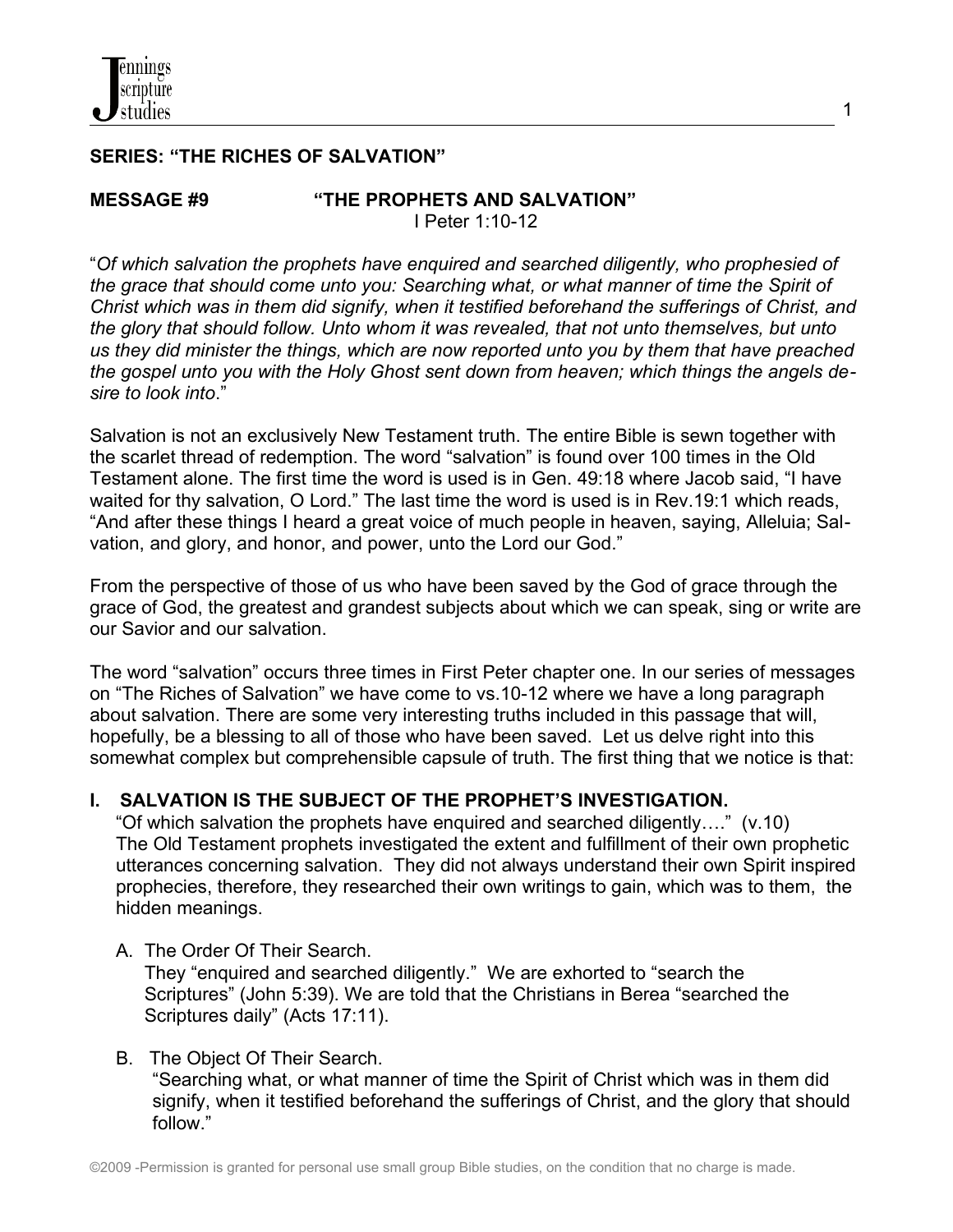**SERIES: "THE RICHES OF SALVATION"**

**MESSAGE #9 "THE PROPHETS AND SALVATION"**
I Peter 1:10-12

"*Of which salvation the prophets have enquired and searched diligently, who prophesied of the grace that should come unto you: Searching what, or what manner of time the Spirit of Christ which was in them did signify, when it testified beforehand the sufferings of Christ, and the glory that should follow. Unto whom it was revealed, that not unto themselves, but unto us they did minister the things, which are now reported unto you by them that have preached the gospel unto you with the Holy Ghost sent down from heaven; which things the angels desire to look into*."

Salvation is not an exclusively New Testament truth. The entire Bible is sewn together with the scarlet thread of redemption. The word "salvation" is found over 100 times in the Old Testament alone. The first time the word is used is in Gen. 49:18 where Jacob said, "I have waited for thy salvation, O Lord." The last time the word is used is in Rev.19:1 which reads, "And after these things I heard a great voice of much people in heaven, saying, Alleluia; Salvation, and glory, and honor, and power, unto the Lord our God."

From the perspective of those of us who have been saved by the God of grace through the grace of God, the greatest and grandest subjects about which we can speak, sing or write are our Savior and our salvation.

The word "salvation" occurs three times in First Peter chapter one. In our series of messages on "The Riches of Salvation" we have come to vs.10-12 where we have a long paragraph about salvation. There are some very interesting truths included in this passage that will, hopefully, be a blessing to all of those who have been saved. Let us delve right into this somewhat complex but comprehensible capsule of truth. The first thing that we notice is that:

**I. SALVATION IS THE SUBJECT OF THE PROPHET'S INVESTIGATION.**

"Of which salvation the prophets have enquired and searched diligently…." (v.10) The Old Testament prophets investigated the extent and fulfillment of their own prophetic utterances concerning salvation. They did not always understand their own Spirit inspired prophecies, therefore, they researched their own writings to gain, which was to them, the hidden meanings.

A. The Order Of Their Search.
They "enquired and searched diligently." We are exhorted to "search the Scriptures" (John 5:39). We are told that the Christians in Berea "searched the Scriptures daily" (Acts 17:11).

B. The Object Of Their Search.
"Searching what, or what manner of time the Spirit of Christ which was in them did signify, when it testified beforehand the sufferings of Christ, and the glory that should follow."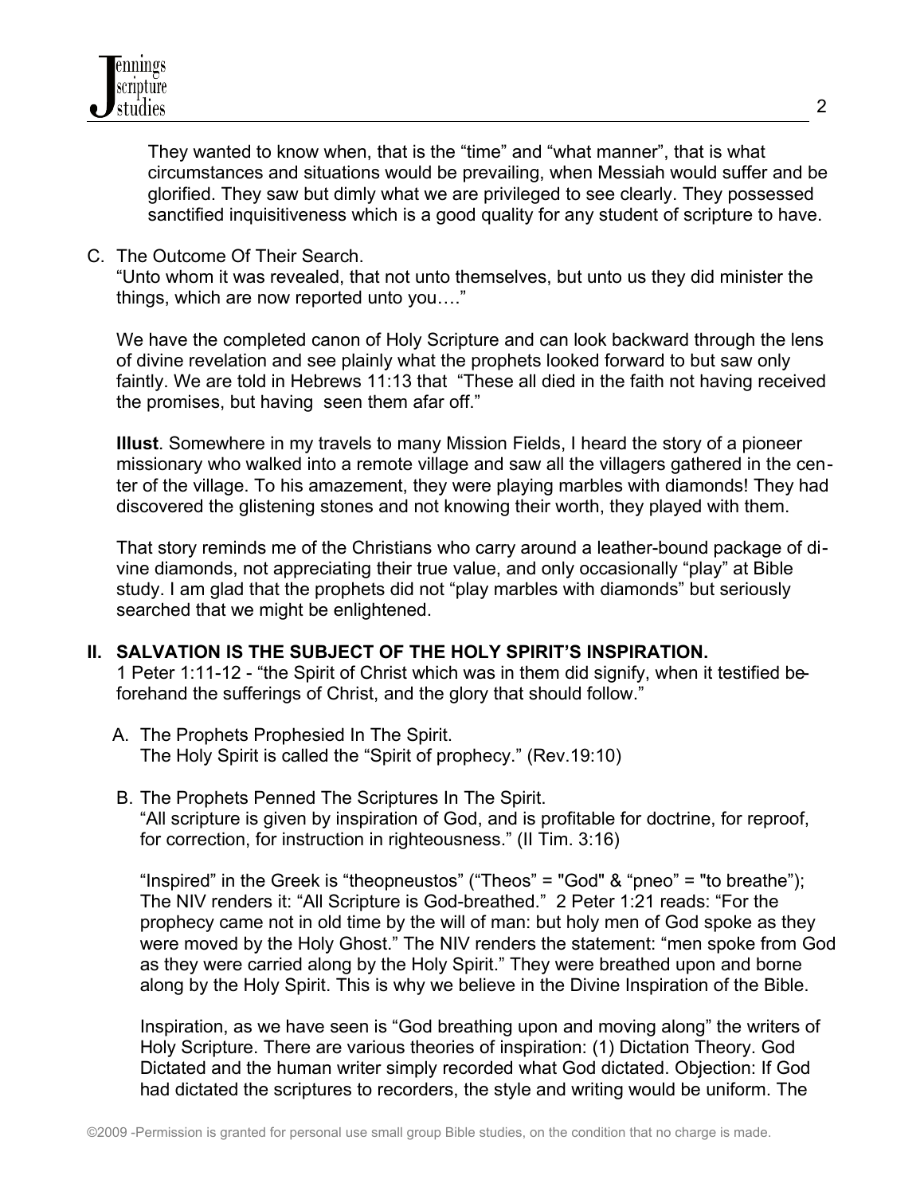They wanted to know when, that is the "time" and "what manner", that is what circumstances and situations would be prevailing, when Messiah would suffer and be glorified. They saw but dimly what we are privileged to see clearly. They possessed sanctified inquisitiveness which is a good quality for any student of scripture to have.

C. The Outcome Of Their Search.
"Unto whom it was revealed, that not unto themselves, but unto us they did minister the things, which are now reported unto you…."

We have the completed canon of Holy Scripture and can look backward through the lens of divine revelation and see plainly what the prophets looked forward to but saw only faintly. We are told in Hebrews 11:13 that "These all died in the faith not having received the promises, but having seen them afar off."

**Illust**. Somewhere in my travels to many Mission Fields, I heard the story of a pioneer missionary who walked into a remote village and saw all the villagers gathered in the center of the village. To his amazement, they were playing marbles with diamonds! They had discovered the glistening stones and not knowing their worth, they played with them.

That story reminds me of the Christians who carry around a leather-bound package of divine diamonds, not appreciating their true value, and only occasionally "play" at Bible study. I am glad that the prophets did not "play marbles with diamonds" but seriously searched that we might be enlightened.

## II. SALVATION IS THE SUBJECT OF THE HOLY SPIRIT'S INSPIRATION.

1 Peter 1:11-12 - "the Spirit of Christ which was in them did signify, when it testified beforehand the sufferings of Christ, and the glory that should follow."

A. The Prophets Prophesied In The Spirit.
The Holy Spirit is called the "Spirit of prophecy." (Rev.19:10)

B. The Prophets Penned The Scriptures In The Spirit.
"All scripture is given by inspiration of God, and is profitable for doctrine, for reproof, for correction, for instruction in righteousness." (II Tim. 3:16)

"Inspired" in the Greek is "theopneustos" ("Theos" = "God" & "pneo" = "to breathe"); The NIV renders it: "All Scripture is God-breathed." 2 Peter 1:21 reads: "For the prophecy came not in old time by the will of man: but holy men of God spoke as they were moved by the Holy Ghost." The NIV renders the statement: "men spoke from God as they were carried along by the Holy Spirit." They were breathed upon and borne along by the Holy Spirit. This is why we believe in the Divine Inspiration of the Bible.

Inspiration, as we have seen is "God breathing upon and moving along" the writers of Holy Scripture. There are various theories of inspiration: (1) Dictation Theory. God Dictated and the human writer simply recorded what God dictated. Objection: If God had dictated the scriptures to recorders, the style and writing would be uniform. The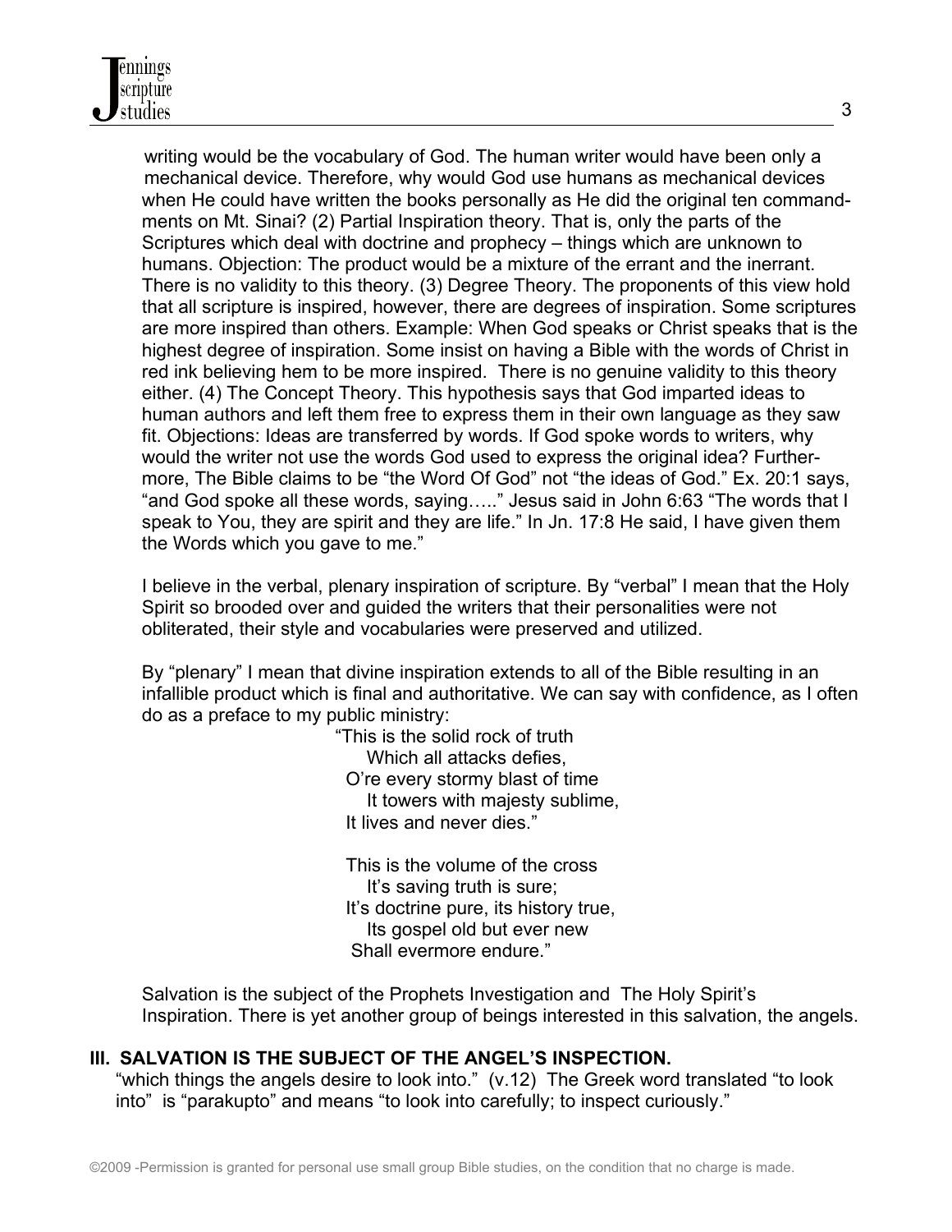writing would be the vocabulary of God. The human writer would have been only a mechanical device. Therefore, why would God use humans as mechanical devices when He could have written the books personally as He did the original ten commandments on Mt. Sinai? (2) Partial Inspiration theory. That is, only the parts of the Scriptures which deal with doctrine and prophecy – things which are unknown to humans. Objection: The product would be a mixture of the errant and the inerrant. There is no validity to this theory. (3) Degree Theory. The proponents of this view hold that all scripture is inspired, however, there are degrees of inspiration. Some scriptures are more inspired than others. Example: When God speaks or Christ speaks that is the highest degree of inspiration. Some insist on having a Bible with the words of Christ in red ink believing hem to be more inspired. There is no genuine validity to this theory either. (4) The Concept Theory. This hypothesis says that God imparted ideas to human authors and left them free to express them in their own language as they saw fit. Objections: Ideas are transferred by words. If God spoke words to writers, why would the writer not use the words God used to express the original idea? Furthermore, The Bible claims to be "the Word Of God" not "the ideas of God." Ex. 20:1 says, "and God spoke all these words, saying….." Jesus said in John 6:63 "The words that I speak to You, they are spirit and they are life." In Jn. 17:8 He said, I have given them the Words which you gave to me."

I believe in the verbal, plenary inspiration of scripture. By "verbal" I mean that the Holy Spirit so brooded over and guided the writers that their personalities were not obliterated, their style and vocabularies were preserved and utilized.

By "plenary" I mean that divine inspiration extends to all of the Bible resulting in an infallible product which is final and authoritative. We can say with confidence, as I often do as a preface to my public ministry:

"This is the solid rock of truth  
Which all attacks defies,  
O're every stormy blast of time  
It towers with majesty sublime,  
It lives and never dies."

This is the volume of the cross  
It's saving truth is sure;  
It's doctrine pure, its history true,  
Its gospel old but ever new  
Shall evermore endure."

Salvation is the subject of the Prophets Investigation and The Holy Spirit's Inspiration. There is yet another group of beings interested in this salvation, the angels.

## III. SALVATION IS THE SUBJECT OF THE ANGEL'S INSPECTION.

"which things the angels desire to look into." (v.12) The Greek word translated "to look into" is "parakupto" and means "to look into carefully; to inspect curiously."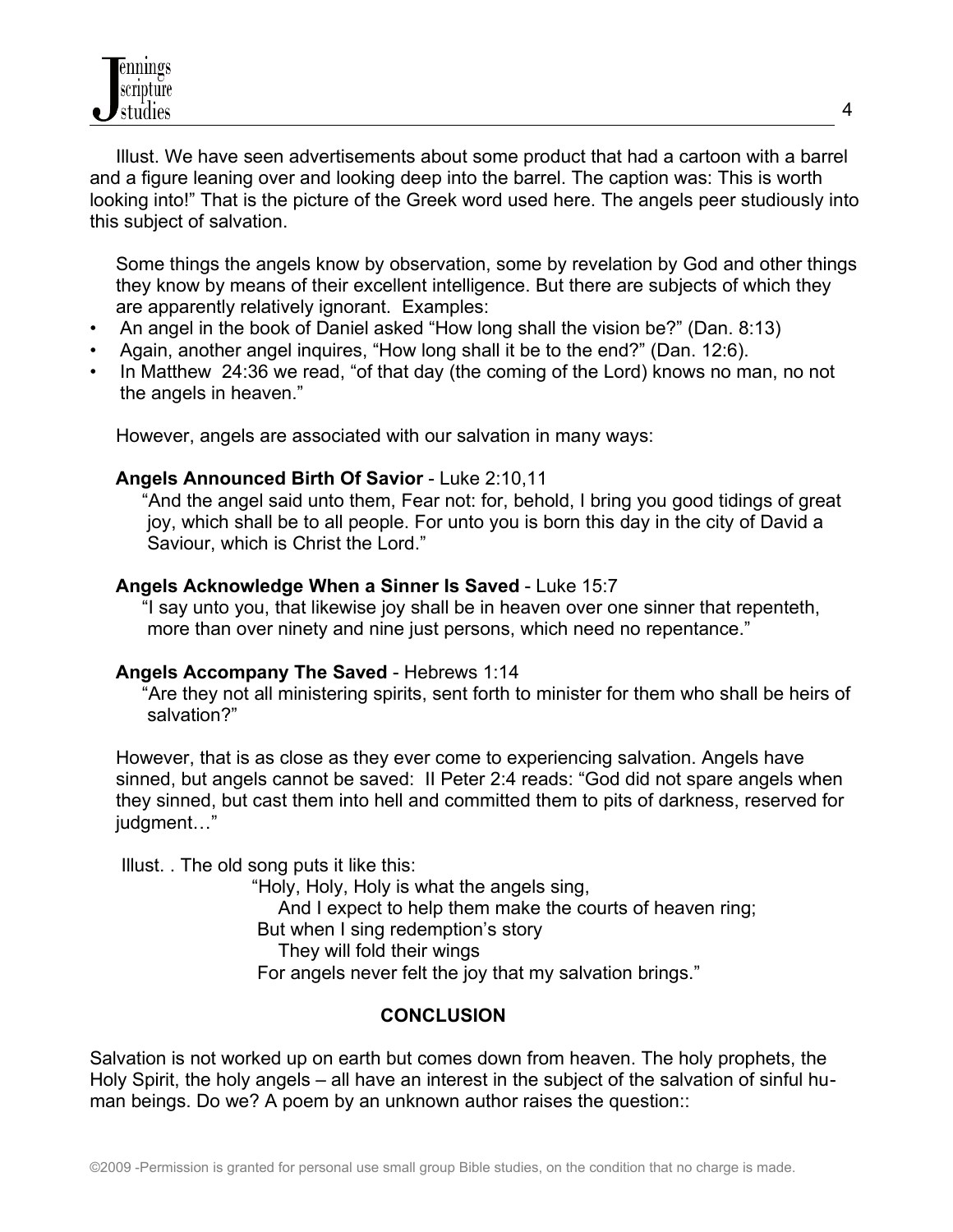Illust. We have seen advertisements about some product that had a cartoon with a barrel and a figure leaning over and looking deep into the barrel. The caption was: This is worth looking into!" That is the picture of the Greek word used here. The angels peer studiously into this subject of salvation.

Some things the angels know by observation, some by revelation by God and other things they know by means of their excellent intelligence. But there are subjects of which they are apparently relatively ignorant. Examples:

- An angel in the book of Daniel asked "How long shall the vision be?" (Dan. 8:13)
- Again, another angel inquires, "How long shall it be to the end?" (Dan. 12:6).
- In Matthew 24:36 we read, "of that day (the coming of the Lord) knows no man, no not the angels in heaven."

However, angels are associated with our salvation in many ways:

**Angels Announced Birth Of Savior** - Luke 2:10,11

"And the angel said unto them, Fear not: for, behold, I bring you good tidings of great joy, which shall be to all people. For unto you is born this day in the city of David a Saviour, which is Christ the Lord."

**Angels Acknowledge When a Sinner Is Saved** - Luke 15:7

"I say unto you, that likewise joy shall be in heaven over one sinner that repenteth, more than over ninety and nine just persons, which need no repentance."

**Angels Accompany The Saved** - Hebrews 1:14

"Are they not all ministering spirits, sent forth to minister for them who shall be heirs of salvation?"

However, that is as close as they ever come to experiencing salvation. Angels have sinned, but angels cannot be saved: II Peter 2:4 reads: "God did not spare angels when they sinned, but cast them into hell and committed them to pits of darkness, reserved for judgment…"

Illust. . The old song puts it like this:

"Holy, Holy, Holy is what the angels sing,
And I expect to help them make the courts of heaven ring;
But when I sing redemption's story
They will fold their wings
For angels never felt the joy that my salvation brings."

## CONCLUSION

Salvation is not worked up on earth but comes down from heaven. The holy prophets, the Holy Spirit, the holy angels – all have an interest in the subject of the salvation of sinful human beings. Do we? A poem by an unknown author raises the question::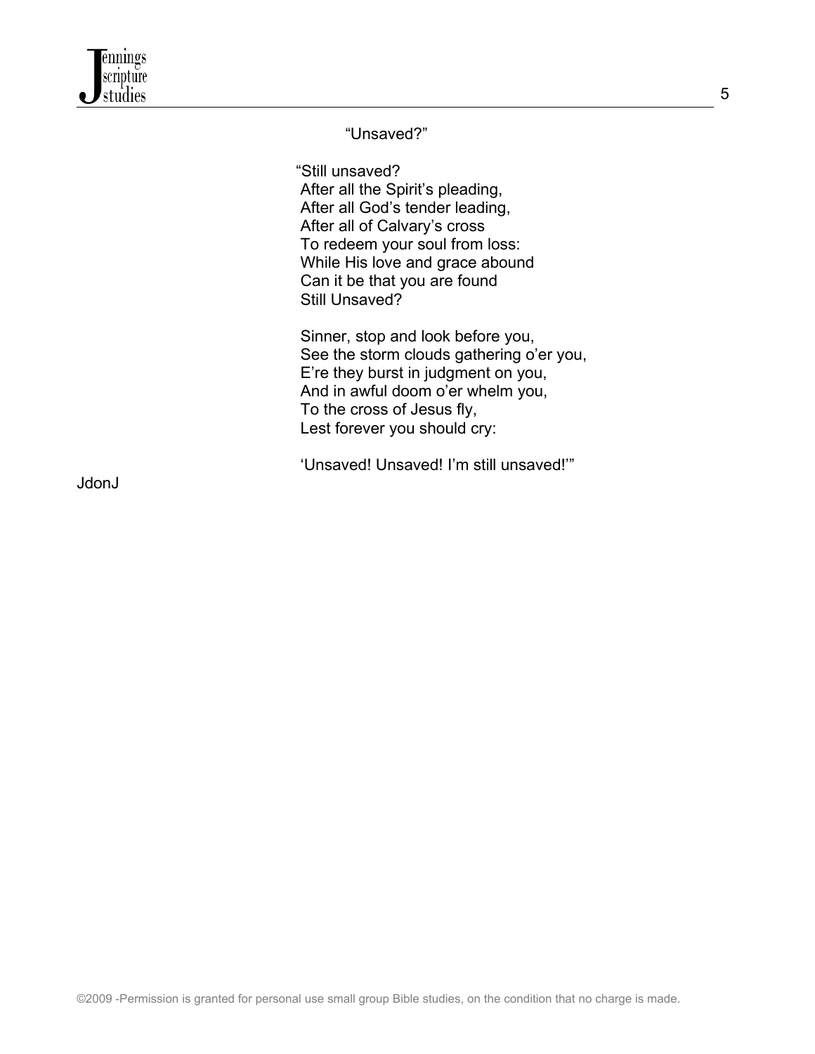"Unsaved?"

"Still unsaved?  
After all the Spirit's pleading,  
After all God's tender leading,  
After all of Calvary's cross  
To redeem your soul from loss:  
While His love and grace abound  
Can it be that you are found  
Still Unsaved?

Sinner, stop and look before you,  
See the storm clouds gathering o'er you,  
E're they burst in judgment on you,  
And in awful doom o'er whelm you,  
To the cross of Jesus fly,  
Lest forever you should cry:

'Unsaved! Unsaved! I'm still unsaved!'"

JdonJ

©2009 -Permission is granted for personal use small group Bible studies, on the condition that no charge is made.